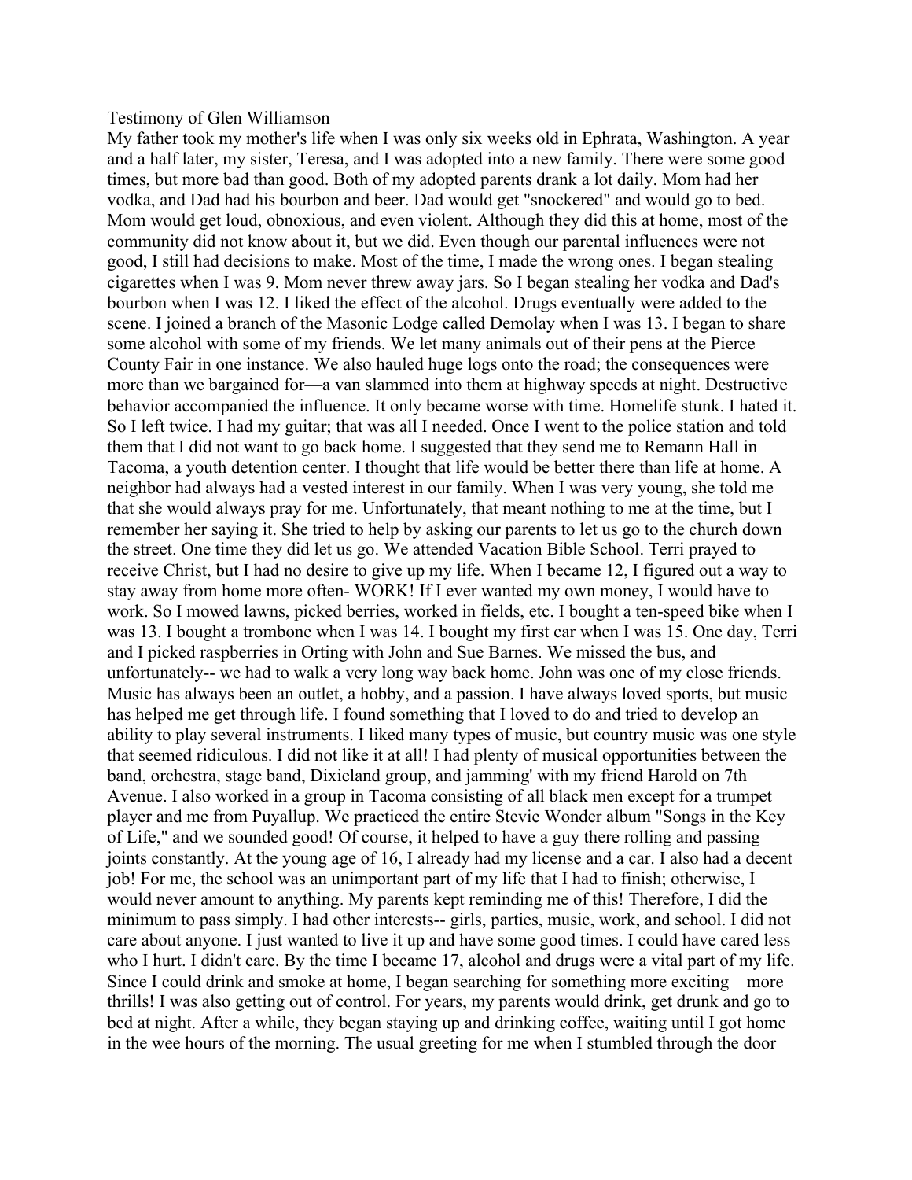Testimony of Glen Williamson

My father took my mother's life when I was only six weeks old in Ephrata, Washington. A year and a half later, my sister, Teresa, and I was adopted into a new family. There were some good times, but more bad than good. Both of my adopted parents drank a lot daily. Mom had her vodka, and Dad had his bourbon and beer. Dad would get "snockered" and would go to bed. Mom would get loud, obnoxious, and even violent. Although they did this at home, most of the community did not know about it, but we did. Even though our parental influences were not good, I still had decisions to make. Most of the time, I made the wrong ones. I began stealing cigarettes when I was 9. Mom never threw away jars. So I began stealing her vodka and Dad's bourbon when I was 12. I liked the effect of the alcohol. Drugs eventually were added to the scene. I joined a branch of the Masonic Lodge called Demolay when I was 13. I began to share some alcohol with some of my friends. We let many animals out of their pens at the Pierce County Fair in one instance. We also hauled huge logs onto the road; the consequences were more than we bargained for—a van slammed into them at highway speeds at night. Destructive behavior accompanied the influence. It only became worse with time. Homelife stunk. I hated it. So I left twice. I had my guitar; that was all I needed. Once I went to the police station and told them that I did not want to go back home. I suggested that they send me to Remann Hall in Tacoma, a youth detention center. I thought that life would be better there than life at home. A neighbor had always had a vested interest in our family. When I was very young, she told me that she would always pray for me. Unfortunately, that meant nothing to me at the time, but I remember her saying it. She tried to help by asking our parents to let us go to the church down the street. One time they did let us go. We attended Vacation Bible School. Terri prayed to receive Christ, but I had no desire to give up my life. When I became 12, I figured out a way to stay away from home more often- WORK! If I ever wanted my own money, I would have to work. So I mowed lawns, picked berries, worked in fields, etc. I bought a ten-speed bike when I was 13. I bought a trombone when I was 14. I bought my first car when I was 15. One day, Terri and I picked raspberries in Orting with John and Sue Barnes. We missed the bus, and unfortunately-- we had to walk a very long way back home. John was one of my close friends. Music has always been an outlet, a hobby, and a passion. I have always loved sports, but music has helped me get through life. I found something that I loved to do and tried to develop an ability to play several instruments. I liked many types of music, but country music was one style that seemed ridiculous. I did not like it at all! I had plenty of musical opportunities between the band, orchestra, stage band, Dixieland group, and jamming' with my friend Harold on 7th Avenue. I also worked in a group in Tacoma consisting of all black men except for a trumpet player and me from Puyallup. We practiced the entire Stevie Wonder album "Songs in the Key of Life," and we sounded good! Of course, it helped to have a guy there rolling and passing joints constantly. At the young age of 16, I already had my license and a car. I also had a decent job! For me, the school was an unimportant part of my life that I had to finish; otherwise, I would never amount to anything. My parents kept reminding me of this! Therefore, I did the minimum to pass simply. I had other interests-- girls, parties, music, work, and school. I did not care about anyone. I just wanted to live it up and have some good times. I could have cared less who I hurt. I didn't care. By the time I became 17, alcohol and drugs were a vital part of my life. Since I could drink and smoke at home, I began searching for something more exciting—more thrills! I was also getting out of control. For years, my parents would drink, get drunk and go to bed at night. After a while, they began staying up and drinking coffee, waiting until I got home in the wee hours of the morning. The usual greeting for me when I stumbled through the door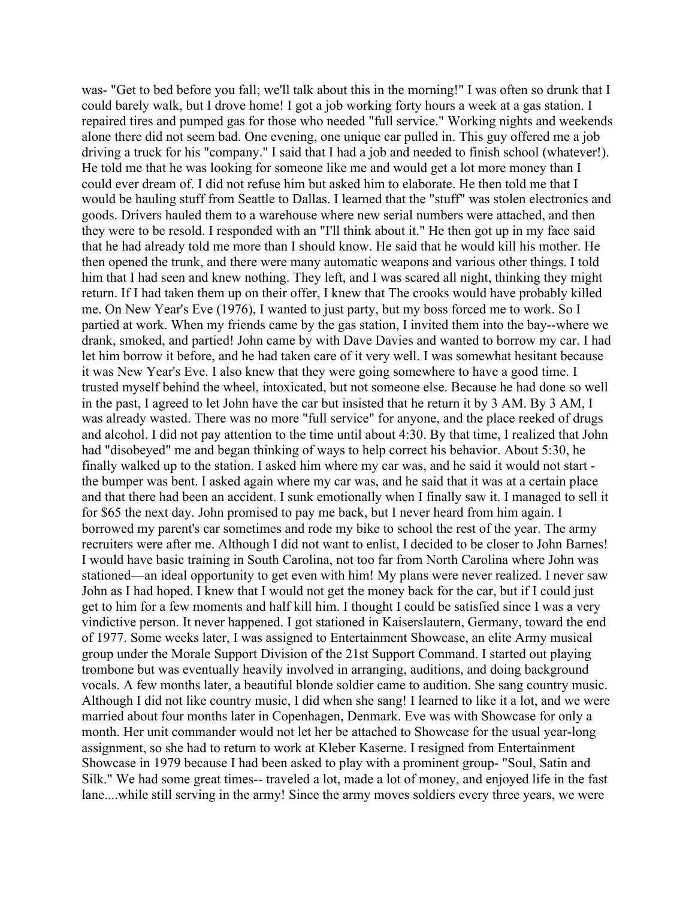was- "Get to bed before you fall; we'll talk about this in the morning!" I was often so drunk that I could barely walk, but I drove home! I got a job working forty hours a week at a gas station. I repaired tires and pumped gas for those who needed "full service." Working nights and weekends alone there did not seem bad. One evening, one unique car pulled in. This guy offered me a job driving a truck for his "company." I said that I had a job and needed to finish school (whatever!). He told me that he was looking for someone like me and would get a lot more money than I could ever dream of. I did not refuse him but asked him to elaborate. He then told me that I would be hauling stuff from Seattle to Dallas. I learned that the "stuff" was stolen electronics and goods. Drivers hauled them to a warehouse where new serial numbers were attached, and then they were to be resold. I responded with an "I'll think about it." He then got up in my face said that he had already told me more than I should know. He said that he would kill his mother. He then opened the trunk, and there were many automatic weapons and various other things. I told him that I had seen and knew nothing. They left, and I was scared all night, thinking they might return. If I had taken them up on their offer, I knew that The crooks would have probably killed me. On New Year's Eve (1976), I wanted to just party, but my boss forced me to work. So I partied at work. When my friends came by the gas station, I invited them into the bay--where we drank, smoked, and partied! John came by with Dave Davies and wanted to borrow my car. I had let him borrow it before, and he had taken care of it very well. I was somewhat hesitant because it was New Year's Eve. I also knew that they were going somewhere to have a good time. I trusted myself behind the wheel, intoxicated, but not someone else. Because he had done so well in the past, I agreed to let John have the car but insisted that he return it by 3 AM. By 3 AM, I was already wasted. There was no more "full service" for anyone, and the place reeked of drugs and alcohol. I did not pay attention to the time until about 4:30. By that time, I realized that John had "disobeyed" me and began thinking of ways to help correct his behavior. About 5:30, he finally walked up to the station. I asked him where my car was, and he said it would not start - the bumper was bent. I asked again where my car was, and he said that it was at a certain place and that there had been an accident. I sunk emotionally when I finally saw it. I managed to sell it for $65 the next day. John promised to pay me back, but I never heard from him again. I borrowed my parent's car sometimes and rode my bike to school the rest of the year. The army recruiters were after me. Although I did not want to enlist, I decided to be closer to John Barnes! I would have basic training in South Carolina, not too far from North Carolina where John was stationed—an ideal opportunity to get even with him! My plans were never realized. I never saw John as I had hoped. I knew that I would not get the money back for the car, but if I could just get to him for a few moments and half kill him. I thought I could be satisfied since I was a very vindictive person. It never happened. I got stationed in Kaiserslautern, Germany, toward the end of 1977. Some weeks later, I was assigned to Entertainment Showcase, an elite Army musical group under the Morale Support Division of the 21st Support Command. I started out playing trombone but was eventually heavily involved in arranging, auditions, and doing background vocals. A few months later, a beautiful blonde soldier came to audition. She sang country music. Although I did not like country music, I did when she sang! I learned to like it a lot, and we were married about four months later in Copenhagen, Denmark. Eve was with Showcase for only a month. Her unit commander would not let her be attached to Showcase for the usual year-long assignment, so she had to return to work at Kleber Kaserne. I resigned from Entertainment Showcase in 1979 because I had been asked to play with a prominent group- "Soul, Satin and Silk." We had some great times-- traveled a lot, made a lot of money, and enjoyed life in the fast lane....while still serving in the army! Since the army moves soldiers every three years, we were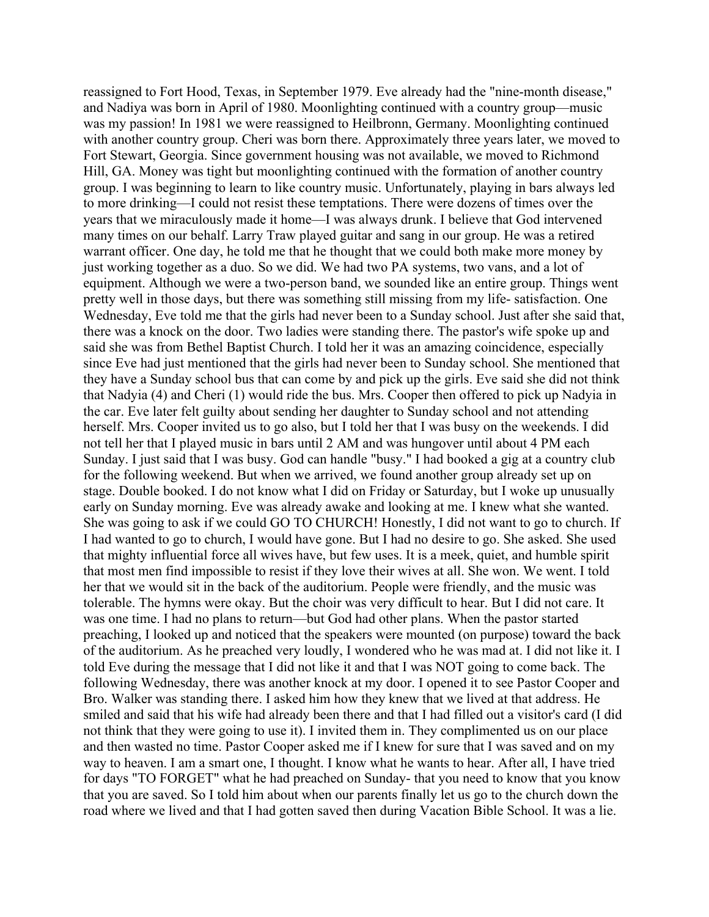reassigned to Fort Hood, Texas, in September 1979. Eve already had the "nine-month disease," and Nadiya was born in April of 1980. Moonlighting continued with a country group—music was my passion! In 1981 we were reassigned to Heilbronn, Germany. Moonlighting continued with another country group. Cheri was born there. Approximately three years later, we moved to Fort Stewart, Georgia. Since government housing was not available, we moved to Richmond Hill, GA. Money was tight but moonlighting continued with the formation of another country group. I was beginning to learn to like country music. Unfortunately, playing in bars always led to more drinking—I could not resist these temptations. There were dozens of times over the years that we miraculously made it home—I was always drunk. I believe that God intervened many times on our behalf. Larry Traw played guitar and sang in our group. He was a retired warrant officer. One day, he told me that he thought that we could both make more money by just working together as a duo. So we did. We had two PA systems, two vans, and a lot of equipment. Although we were a two-person band, we sounded like an entire group. Things went pretty well in those days, but there was something still missing from my life- satisfaction. One Wednesday, Eve told me that the girls had never been to a Sunday school. Just after she said that, there was a knock on the door. Two ladies were standing there. The pastor's wife spoke up and said she was from Bethel Baptist Church. I told her it was an amazing coincidence, especially since Eve had just mentioned that the girls had never been to Sunday school. She mentioned that they have a Sunday school bus that can come by and pick up the girls. Eve said she did not think that Nadyia (4) and Cheri (1) would ride the bus. Mrs. Cooper then offered to pick up Nadyia in the car. Eve later felt guilty about sending her daughter to Sunday school and not attending herself. Mrs. Cooper invited us to go also, but I told her that I was busy on the weekends. I did not tell her that I played music in bars until 2 AM and was hungover until about 4 PM each Sunday. I just said that I was busy. God can handle "busy." I had booked a gig at a country club for the following weekend. But when we arrived, we found another group already set up on stage. Double booked. I do not know what I did on Friday or Saturday, but I woke up unusually early on Sunday morning. Eve was already awake and looking at me. I knew what she wanted. She was going to ask if we could GO TO CHURCH! Honestly, I did not want to go to church. If I had wanted to go to church, I would have gone. But I had no desire to go. She asked. She used that mighty influential force all wives have, but few uses. It is a meek, quiet, and humble spirit that most men find impossible to resist if they love their wives at all. She won. We went. I told her that we would sit in the back of the auditorium. People were friendly, and the music was tolerable. The hymns were okay. But the choir was very difficult to hear. But I did not care. It was one time. I had no plans to return—but God had other plans. When the pastor started preaching, I looked up and noticed that the speakers were mounted (on purpose) toward the back of the auditorium. As he preached very loudly, I wondered who he was mad at. I did not like it. I told Eve during the message that I did not like it and that I was NOT going to come back. The following Wednesday, there was another knock at my door. I opened it to see Pastor Cooper and Bro. Walker was standing there. I asked him how they knew that we lived at that address. He smiled and said that his wife had already been there and that I had filled out a visitor's card (I did not think that they were going to use it). I invited them in. They complimented us on our place and then wasted no time. Pastor Cooper asked me if I knew for sure that I was saved and on my way to heaven. I am a smart one, I thought. I know what he wants to hear. After all, I have tried for days "TO FORGET" what he had preached on Sunday- that you need to know that you know that you are saved. So I told him about when our parents finally let us go to the church down the road where we lived and that I had gotten saved then during Vacation Bible School. It was a lie.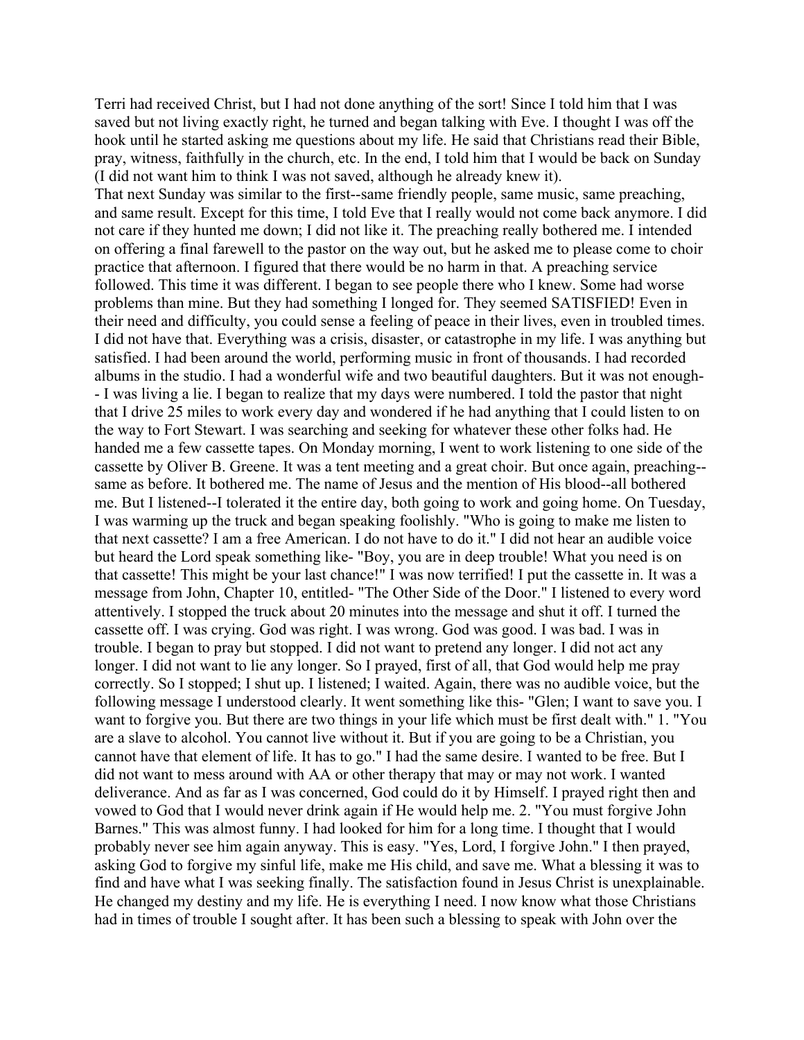Terri had received Christ, but I had not done anything of the sort! Since I told him that I was saved but not living exactly right, he turned and began talking with Eve. I thought I was off the hook until he started asking me questions about my life. He said that Christians read their Bible, pray, witness, faithfully in the church, etc. In the end, I told him that I would be back on Sunday (I did not want him to think I was not saved, although he already knew it).

That next Sunday was similar to the first--same friendly people, same music, same preaching, and same result. Except for this time, I told Eve that I really would not come back anymore. I did not care if they hunted me down; I did not like it. The preaching really bothered me. I intended on offering a final farewell to the pastor on the way out, but he asked me to please come to choir practice that afternoon. I figured that there would be no harm in that. A preaching service followed. This time it was different. I began to see people there who I knew. Some had worse problems than mine. But they had something I longed for. They seemed SATISFIED! Even in their need and difficulty, you could sense a feeling of peace in their lives, even in troubled times. I did not have that. Everything was a crisis, disaster, or catastrophe in my life. I was anything but satisfied. I had been around the world, performing music in front of thousands. I had recorded albums in the studio. I had a wonderful wife and two beautiful daughters. But it was not enough--I was living a lie. I began to realize that my days were numbered. I told the pastor that night that I drive 25 miles to work every day and wondered if he had anything that I could listen to on the way to Fort Stewart. I was searching and seeking for whatever these other folks had. He handed me a few cassette tapes. On Monday morning, I went to work listening to one side of the cassette by Oliver B. Greene. It was a tent meeting and a great choir. But once again, preaching--same as before. It bothered me. The name of Jesus and the mention of His blood--all bothered me. But I listened--I tolerated it the entire day, both going to work and going home. On Tuesday, I was warming up the truck and began speaking foolishly. "Who is going to make me listen to that next cassette? I am a free American. I do not have to do it." I did not hear an audible voice but heard the Lord speak something like- "Boy, you are in deep trouble! What you need is on that cassette! This might be your last chance!" I was now terrified! I put the cassette in. It was a message from John, Chapter 10, entitled- "The Other Side of the Door." I listened to every word attentively. I stopped the truck about 20 minutes into the message and shut it off. I turned the cassette off. I was crying. God was right. I was wrong. God was good. I was bad. I was in trouble. I began to pray but stopped. I did not want to pretend any longer. I did not act any longer. I did not want to lie any longer. So I prayed, first of all, that God would help me pray correctly. So I stopped; I shut up. I listened; I waited. Again, there was no audible voice, but the following message I understood clearly. It went something like this- "Glen; I want to save you. I want to forgive you. But there are two things in your life which must be first dealt with." 1. "You are a slave to alcohol. You cannot live without it. But if you are going to be a Christian, you cannot have that element of life. It has to go." I had the same desire. I wanted to be free. But I did not want to mess around with AA or other therapy that may or may not work. I wanted deliverance. And as far as I was concerned, God could do it by Himself. I prayed right then and vowed to God that I would never drink again if He would help me. 2. "You must forgive John Barnes." This was almost funny. I had looked for him for a long time. I thought that I would probably never see him again anyway. This is easy. "Yes, Lord, I forgive John." I then prayed, asking God to forgive my sinful life, make me His child, and save me. What a blessing it was to find and have what I was seeking finally. The satisfaction found in Jesus Christ is unexplainable. He changed my destiny and my life. He is everything I need. I now know what those Christians had in times of trouble I sought after. It has been such a blessing to speak with John over the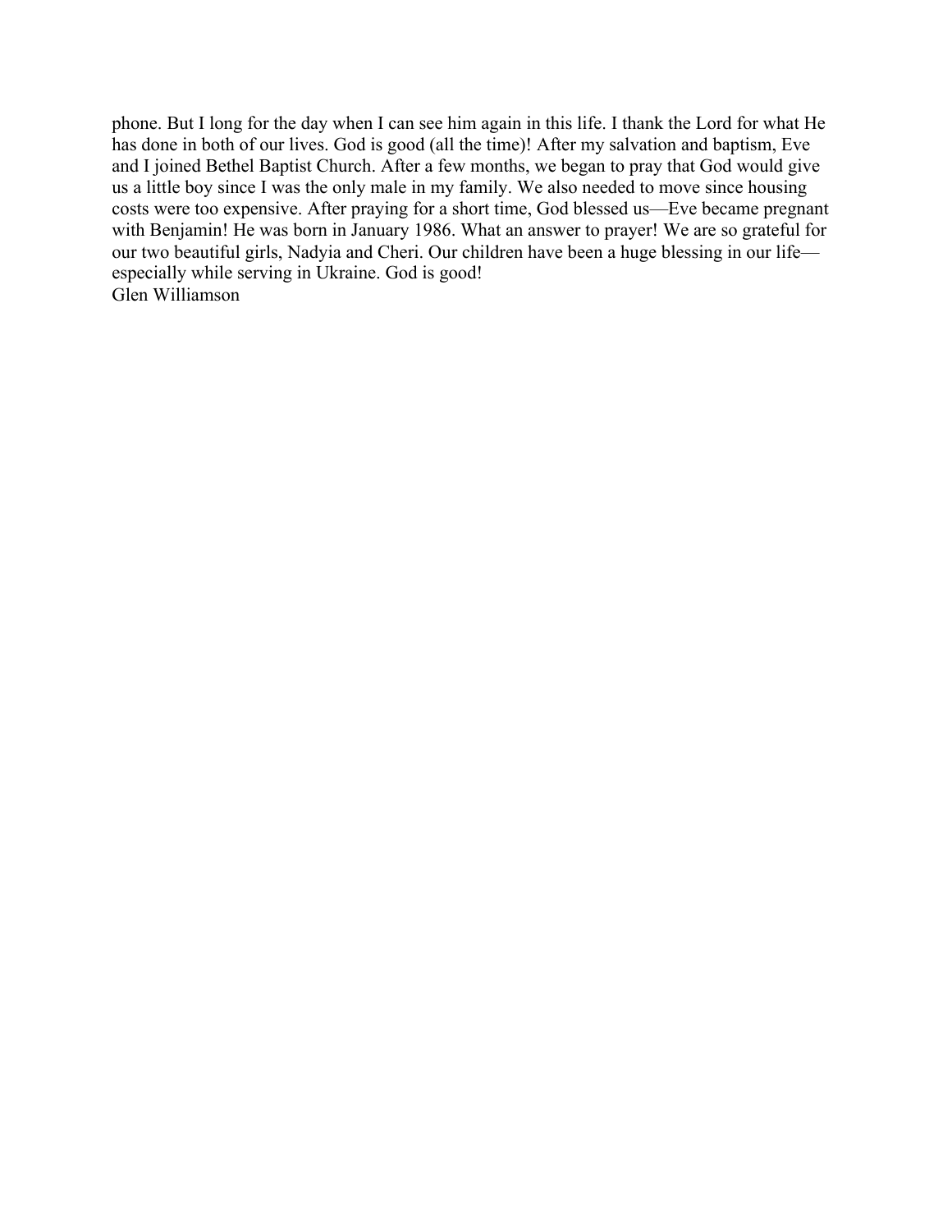phone. But I long for the day when I can see him again in this life. I thank the Lord for what He has done in both of our lives. God is good (all the time)! After my salvation and baptism, Eve and I joined Bethel Baptist Church. After a few months, we began to pray that God would give us a little boy since I was the only male in my family. We also needed to move since housing costs were too expensive. After praying for a short time, God blessed us—Eve became pregnant with Benjamin! He was born in January 1986. What an answer to prayer! We are so grateful for our two beautiful girls, Nadyia and Cheri. Our children have been a huge blessing in our life—especially while serving in Ukraine. God is good!

Glen Williamson